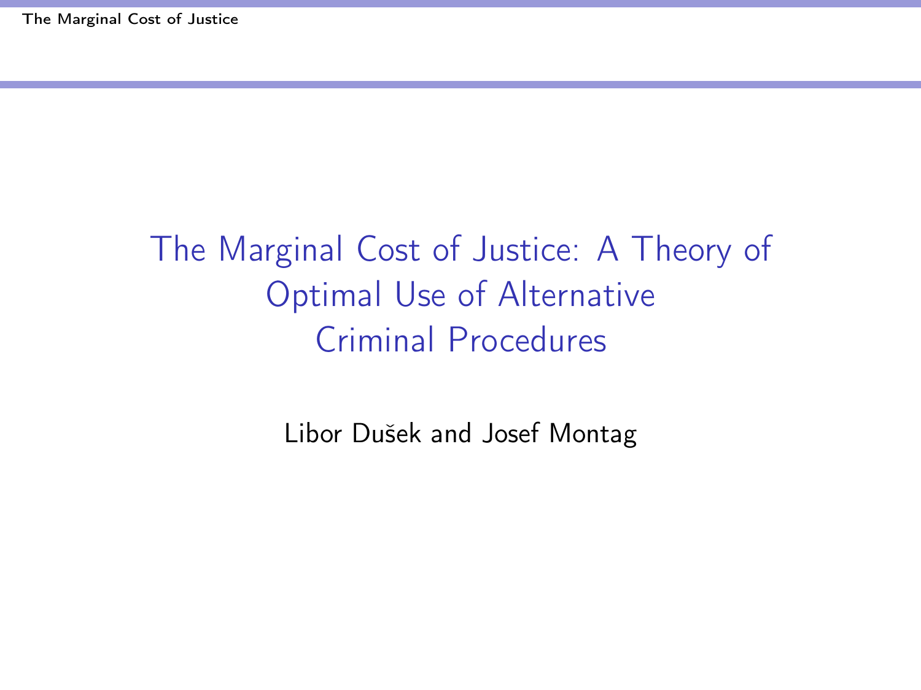# The Marginal Cost of Justice: A Theory of Optimal Use of Alternative Criminal Procedures

Libor Dušek and Josef Montag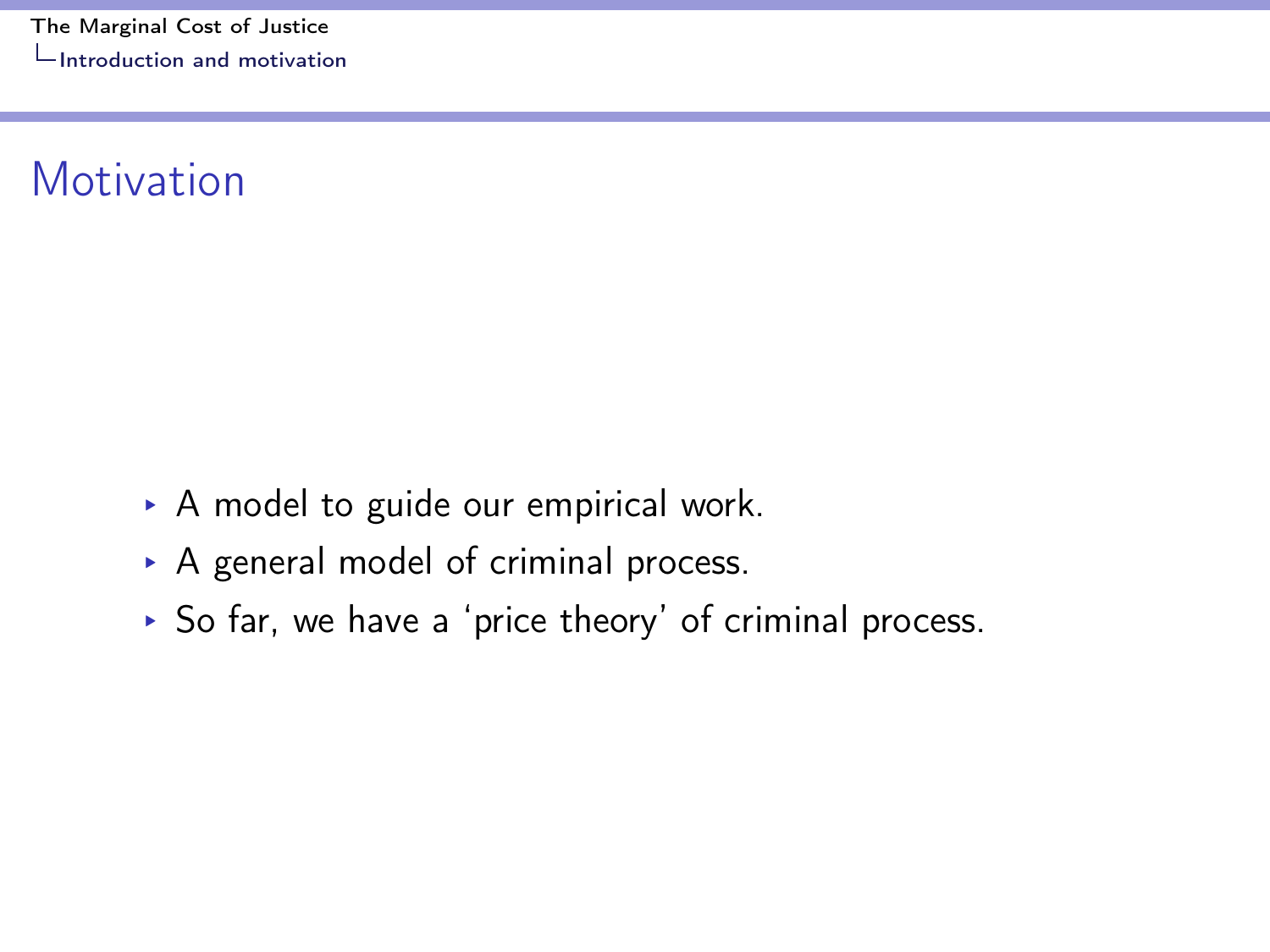# Motivation

- A model to guide our empirical work.
- A general model of criminal process.
- So far, we have a 'price theory' of criminal process.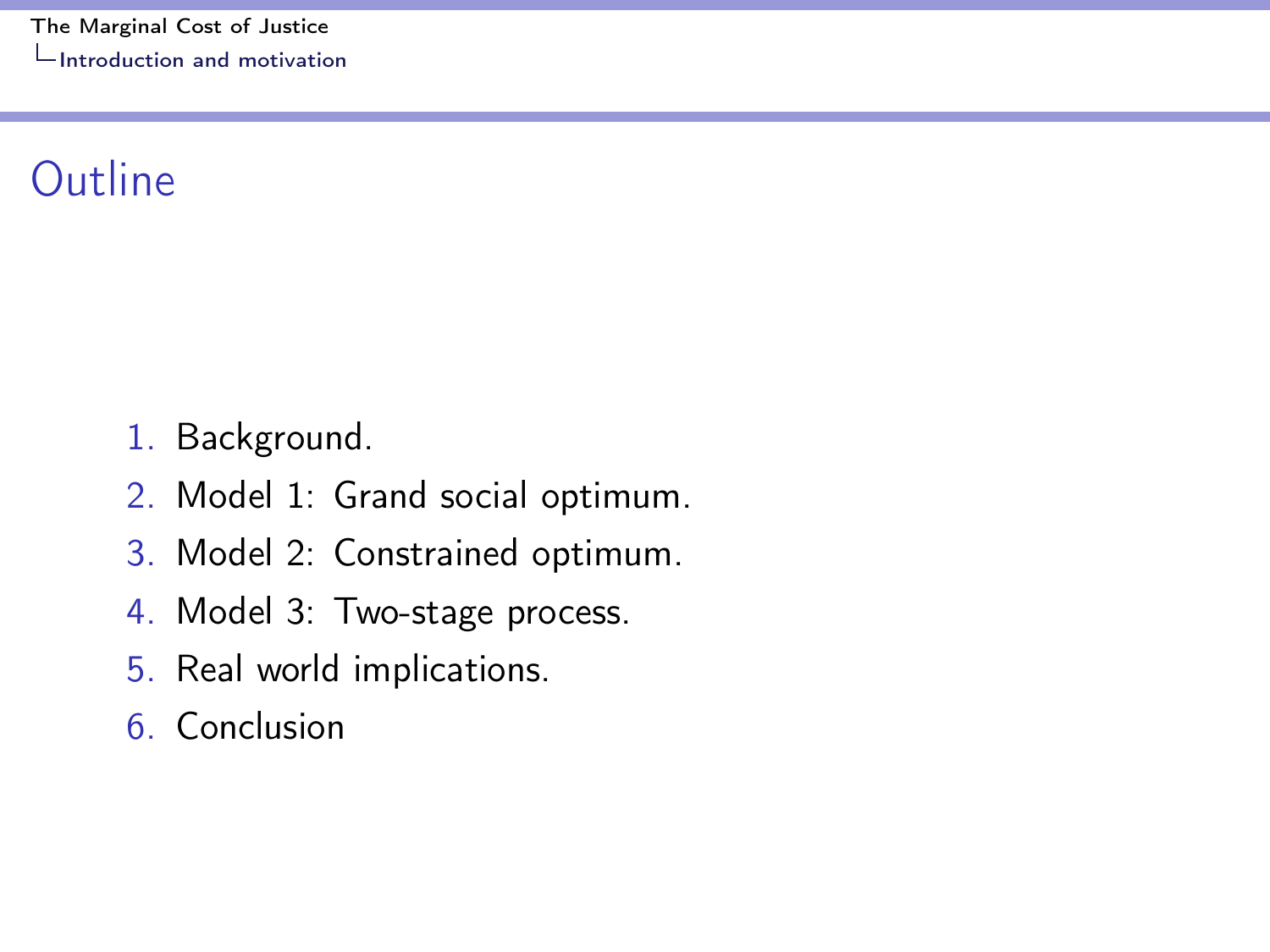# Outline

1. Background.
2. Model 1: Grand social optimum.
3. Model 2: Constrained optimum.
4. Model 3: Two-stage process.
5. Real world implications.
6. Conclusion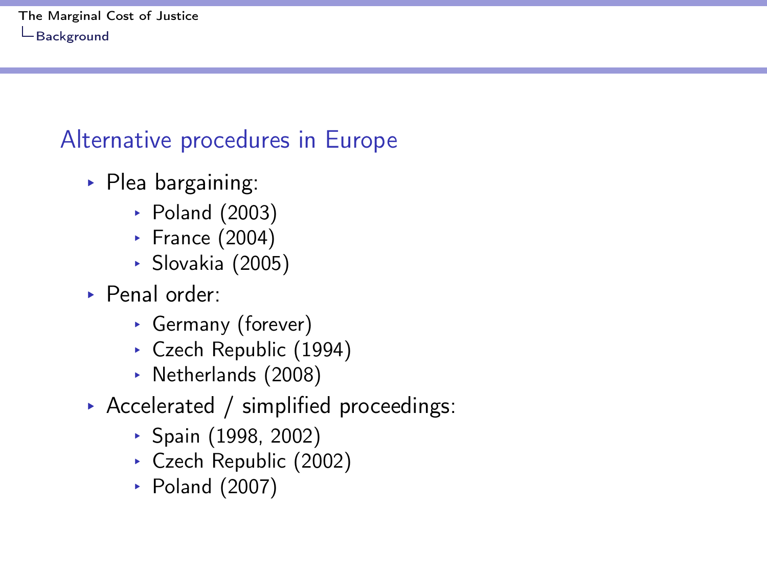## Alternative procedures in Europe

- Plea bargaining:
  - Poland (2003)
  - France (2004)
  - Slovakia (2005)
- Penal order:
  - Germany (forever)
  - Czech Republic (1994)
  - Netherlands (2008)
- Accelerated / simplified proceedings:
  - Spain (1998, 2002)
  - Czech Republic (2002)
  - Poland (2007)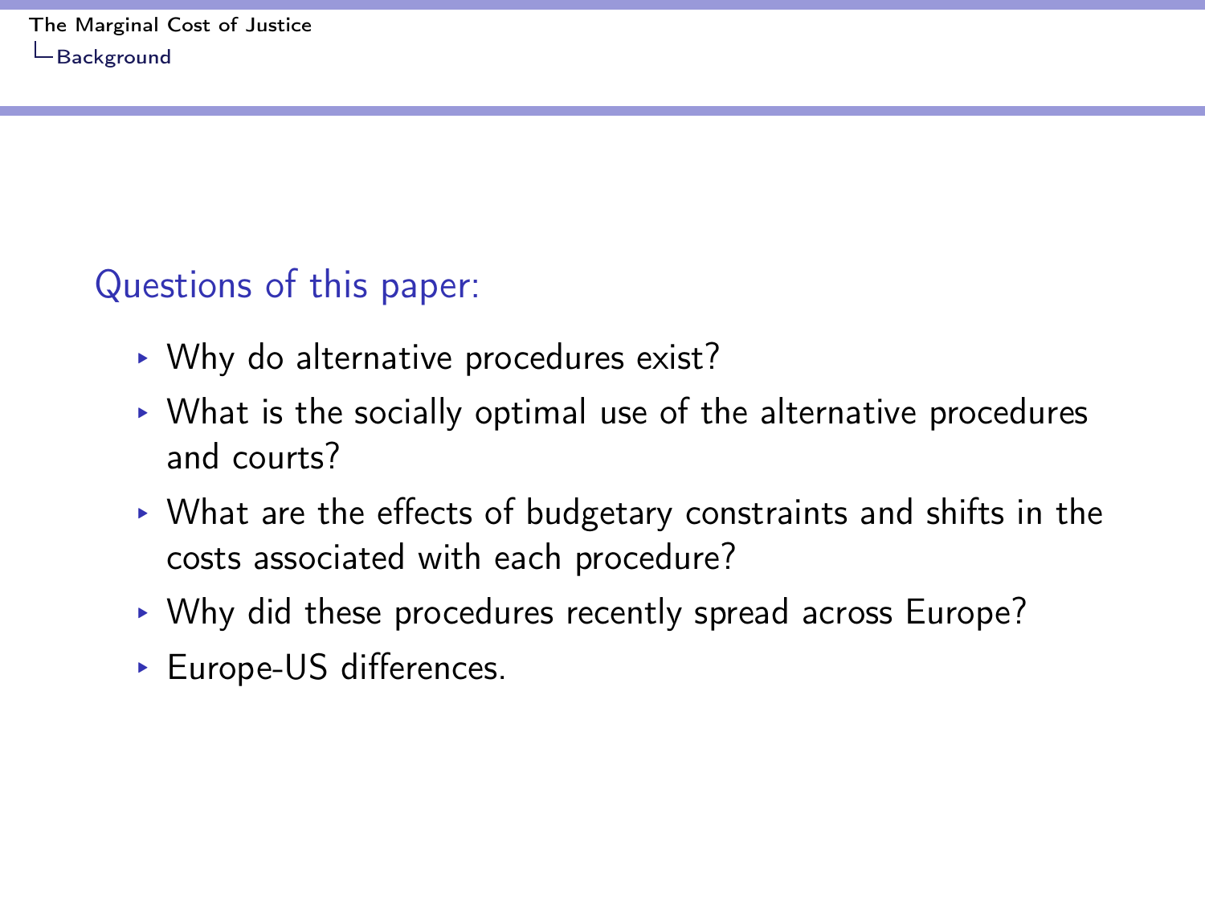## Questions of this paper:

- Why do alternative procedures exist?
- What is the socially optimal use of the alternative procedures and courts?
- What are the effects of budgetary constraints and shifts in the costs associated with each procedure?
- Why did these procedures recently spread across Europe?
- Europe-US differences.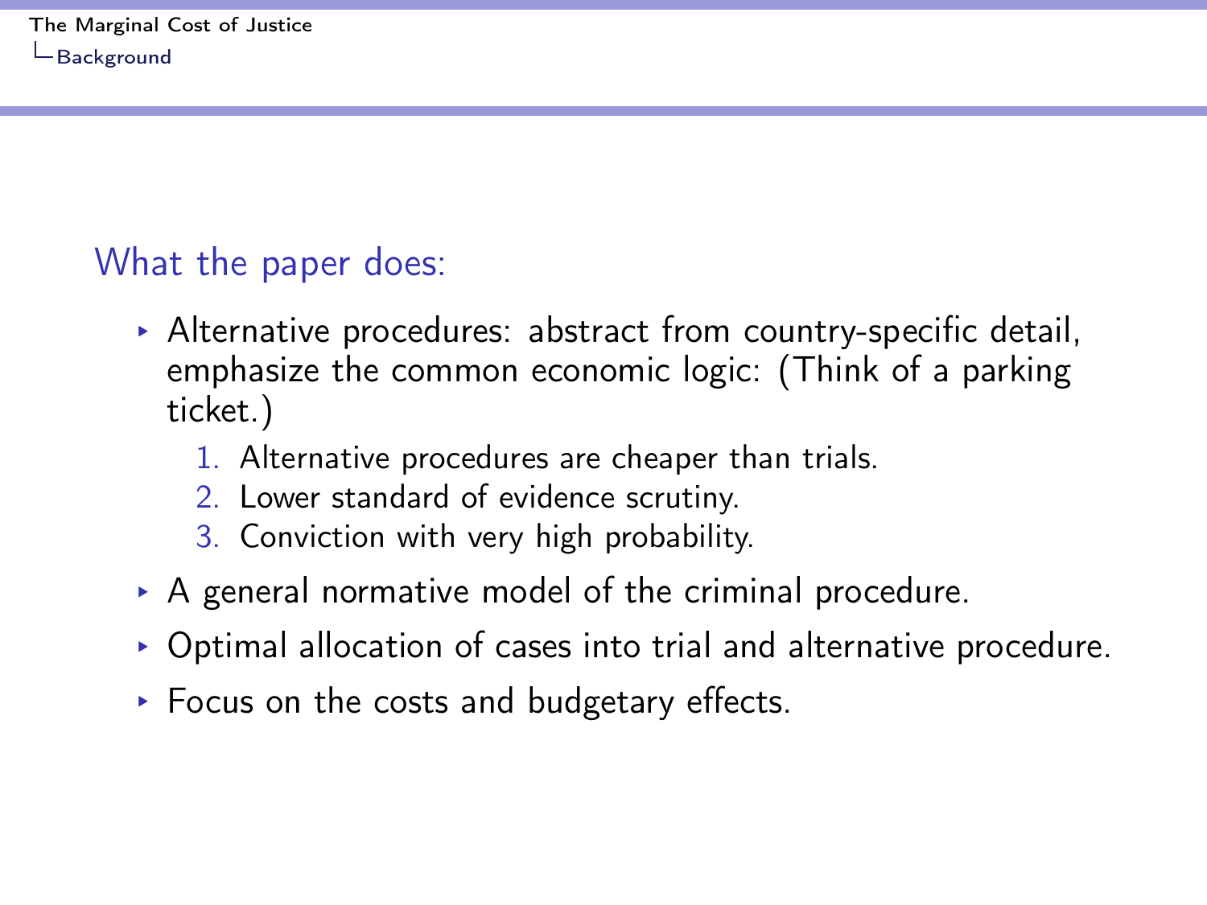## What the paper does:

- Alternative procedures: abstract from country-specific detail, emphasize the common economic logic: (Think of a parking ticket.)
  1. Alternative procedures are cheaper than trials.
  2. Lower standard of evidence scrutiny.
  3. Conviction with very high probability.
- A general normative model of the criminal procedure.
- Optimal allocation of cases into trial and alternative procedure.
- Focus on the costs and budgetary effects.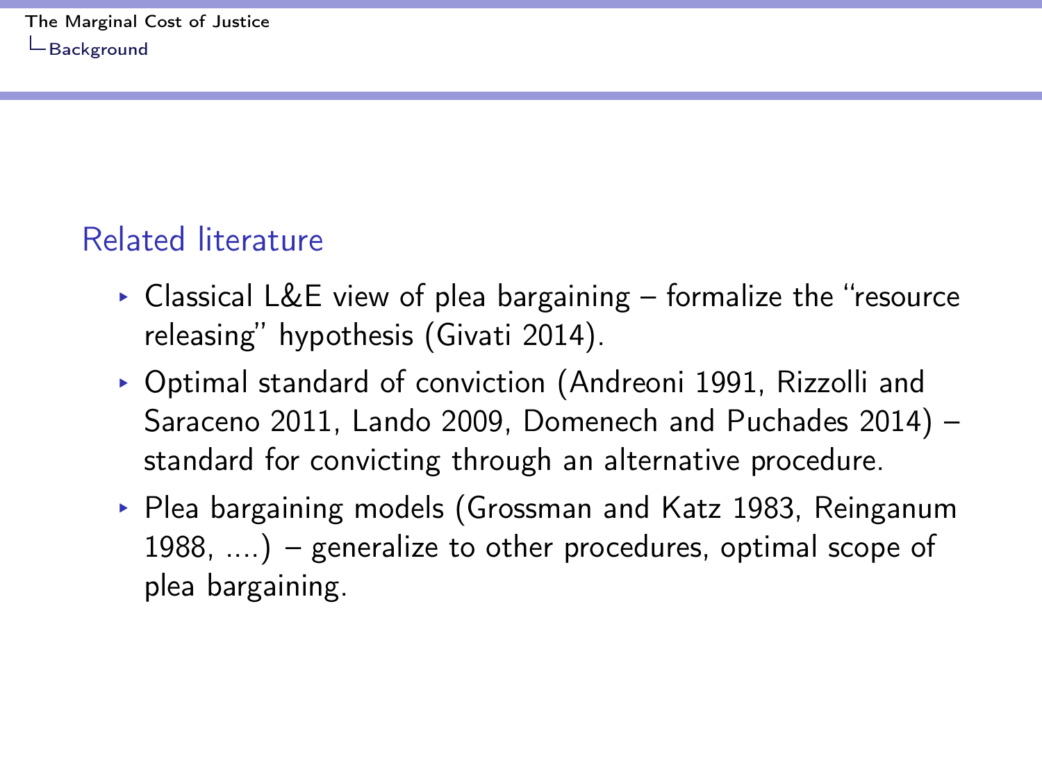## Related literature

- Classical L&E view of plea bargaining – formalize the "resource releasing" hypothesis (Givati 2014).
- Optimal standard of conviction (Andreoni 1991, Rizzolli and Saraceno 2011, Lando 2009, Domenech and Puchades 2014) – standard for convicting through an alternative procedure.
- Plea bargaining models (Grossman and Katz 1983, Reinganum 1988, ....) – generalize to other procedures, optimal scope of plea bargaining.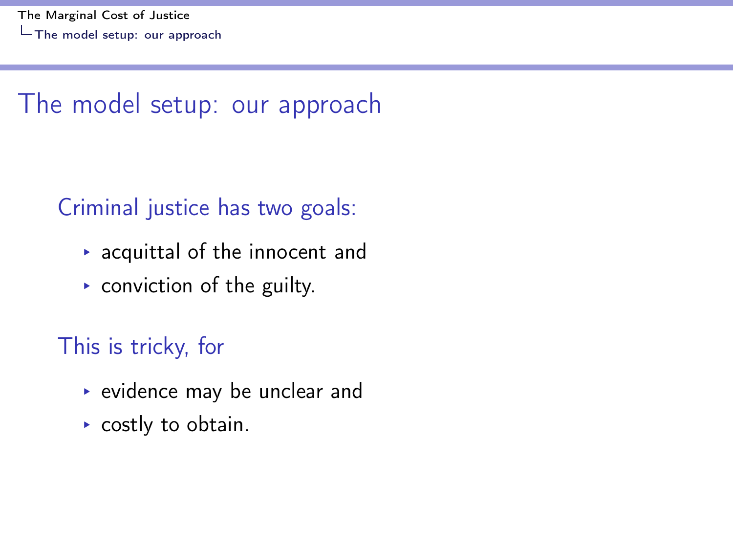# The model setup: our approach

Criminal justice has two goals:

- acquittal of the innocent and
- conviction of the guilty.

This is tricky, for

- evidence may be unclear and
- costly to obtain.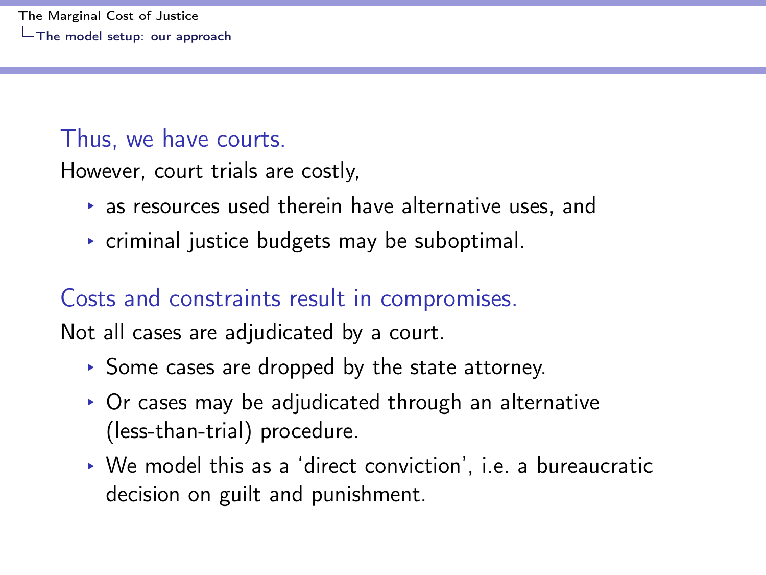### Thus, we have courts.

However, court trials are costly,

- as resources used therein have alternative uses, and
- criminal justice budgets may be suboptimal.

### Costs and constraints result in compromises.

Not all cases are adjudicated by a court.

- Some cases are dropped by the state attorney.
- Or cases may be adjudicated through an alternative (less-than-trial) procedure.
- We model this as a 'direct conviction', i.e. a bureaucratic decision on guilt and punishment.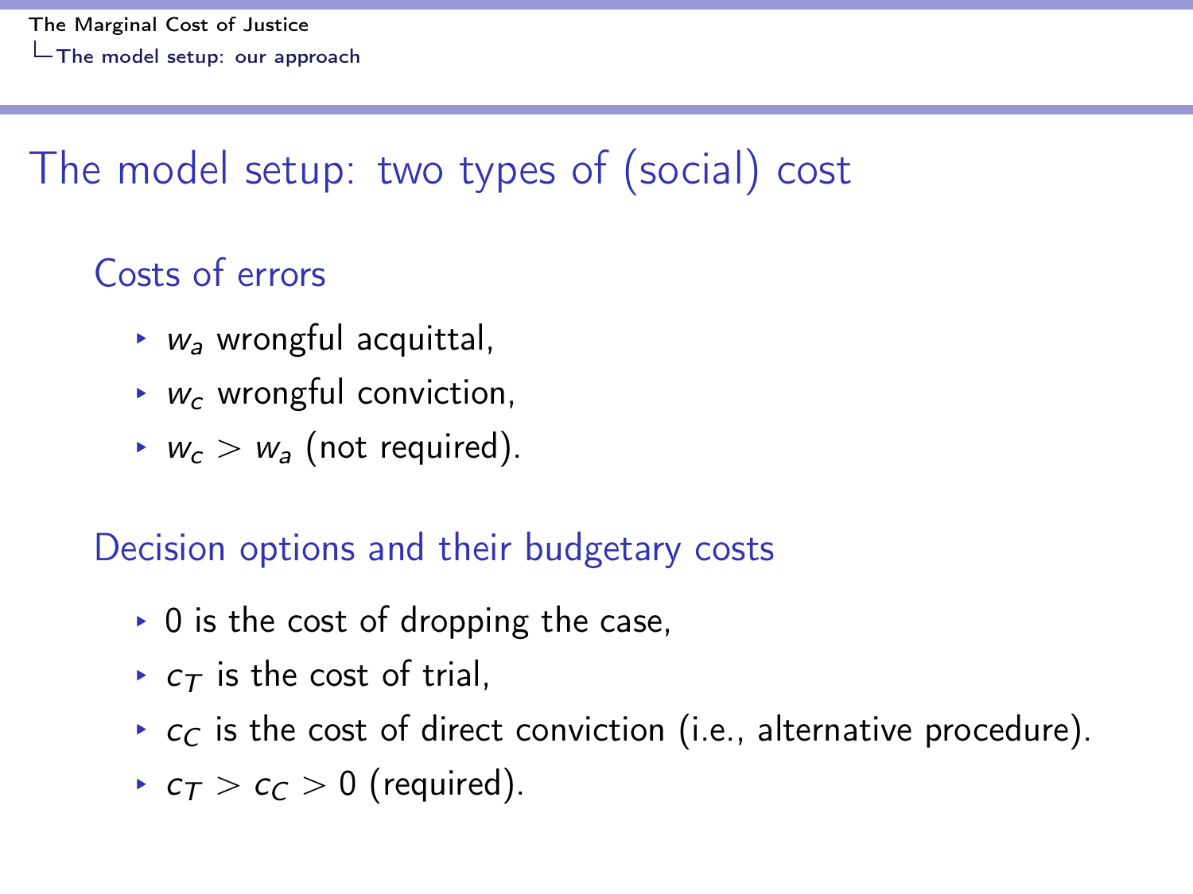# The model setup: two types of (social) cost

## Costs of errors

- $w_a$ wrongful acquittal,
- $w_c$ wrongful conviction,
- $w_c > w_a$ (not required).

## Decision options and their budgetary costs

- 0 is the cost of dropping the case,
- $c_T$ is the cost of trial,
- $c_C$ is the cost of direct conviction (i.e., alternative procedure).
- $c_T > c_C > 0$ (required).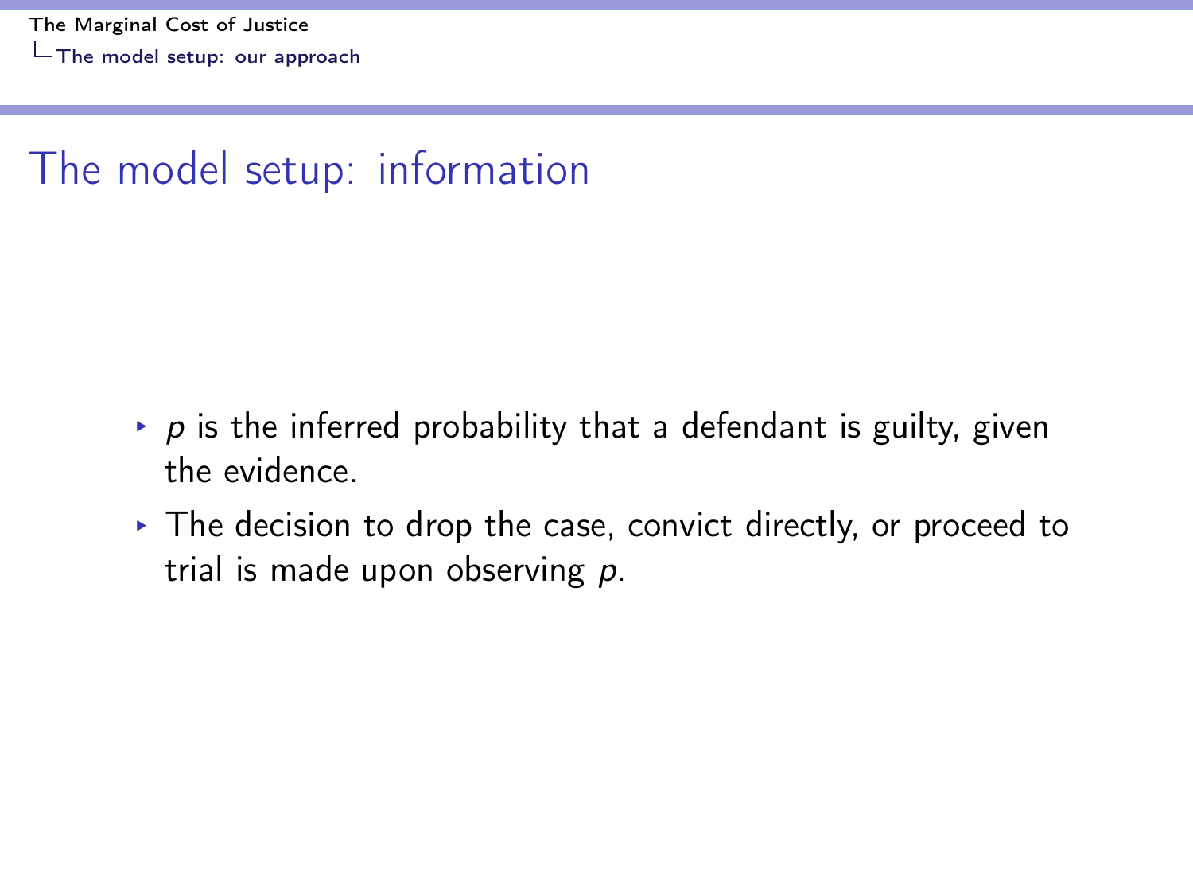# The model setup: information

- $p$ is the inferred probability that a defendant is guilty, given the evidence.
- The decision to drop the case, convict directly, or proceed to trial is made upon observing $p$.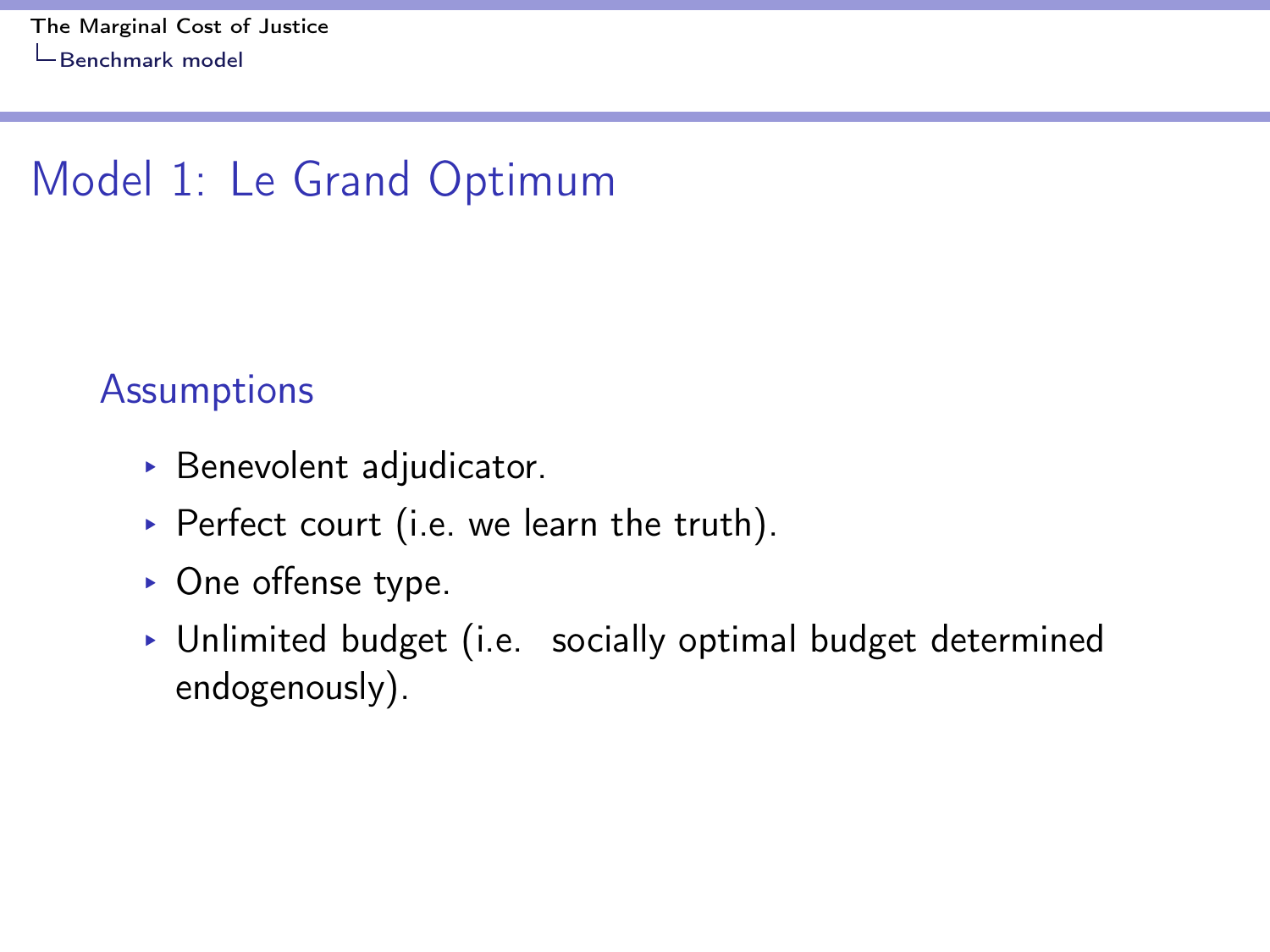# Model 1: Le Grand Optimum

## Assumptions

- Benevolent adjudicator.
- Perfect court (i.e. we learn the truth).
- One offense type.
- Unlimited budget (i.e. socially optimal budget determined endogenously).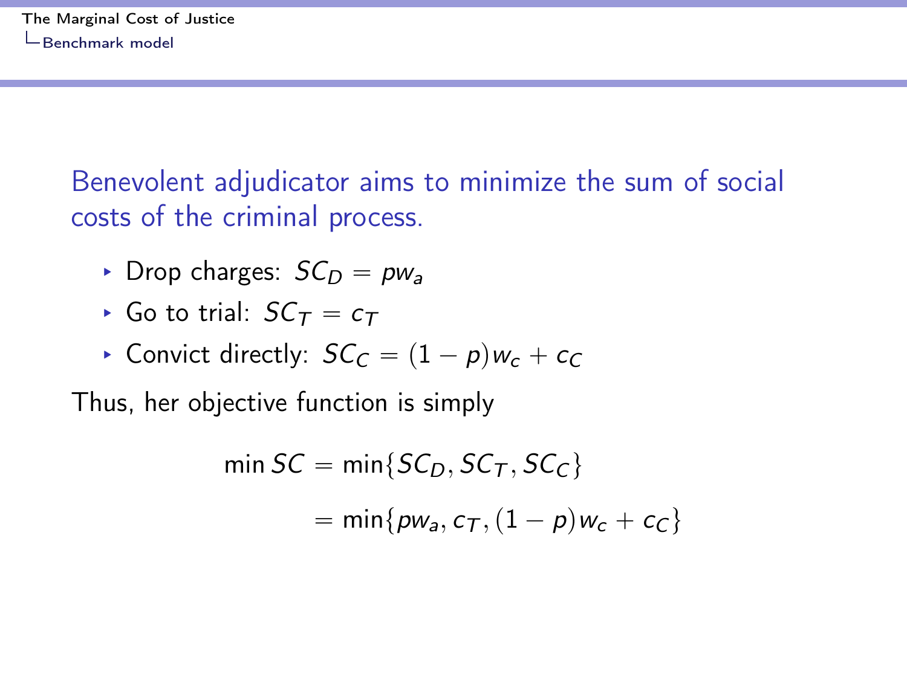Benevolent adjudicator aims to minimize the sum of social costs of the criminal process.

- Drop charges: $SC_D = pw_a$
- Go to trial: $SC_T = c_T$
- Convict directly: $SC_C = (1-p)w_c + c_C$

Thus, her objective function is simply

$$
\begin{aligned}
\min SC &= \min\{SC_D, SC_T, SC_C\} \\
&= \min\{pw_a, c_T, (1-p)w_c + c_C\}
\end{aligned}
$$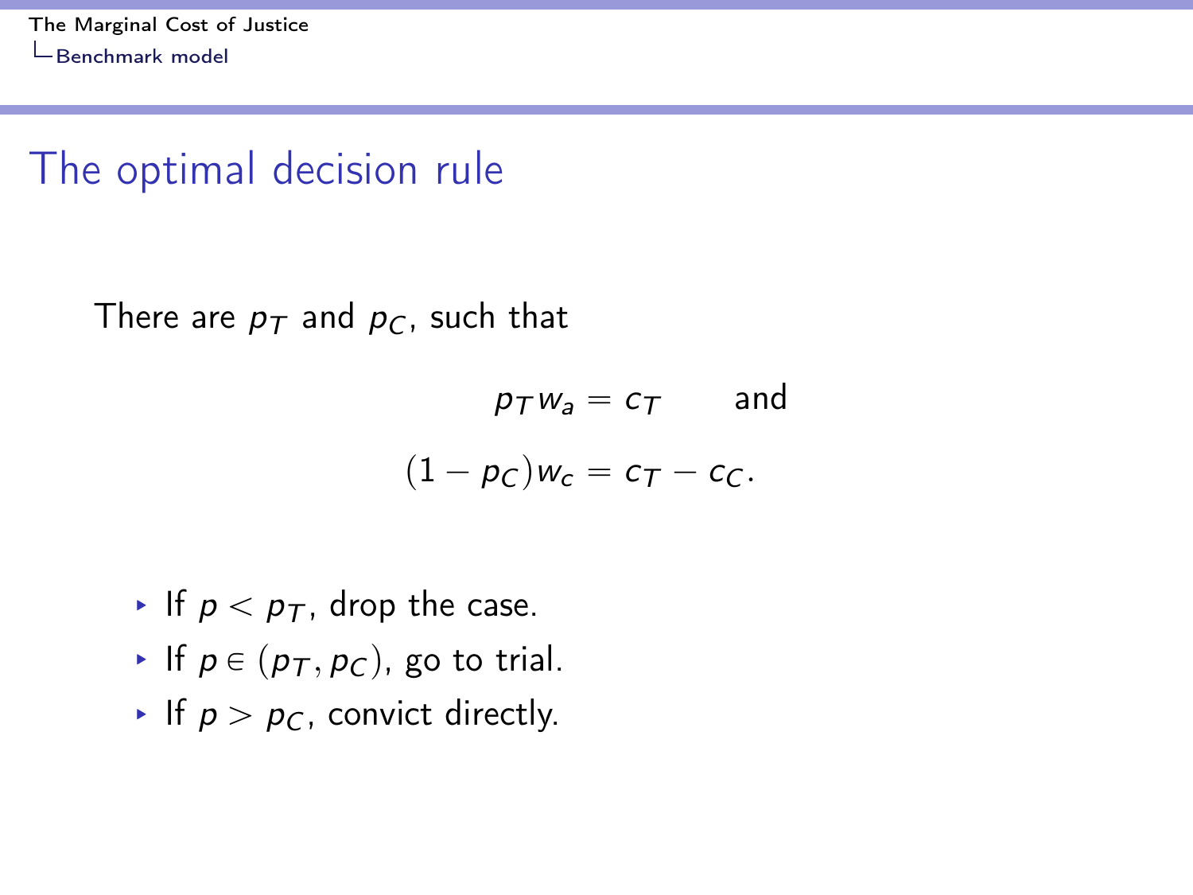## The optimal decision rule

There are $p_T$ and $p_C$, such that

$$p_T w_a = c_T \qquad \text{and}$$

$$(1 - p_C) w_c = c_T - c_C.$$

- If $p < p_T$, drop the case.
- If $p \in (p_T, p_C)$, go to trial.
- If $p > p_C$, convict directly.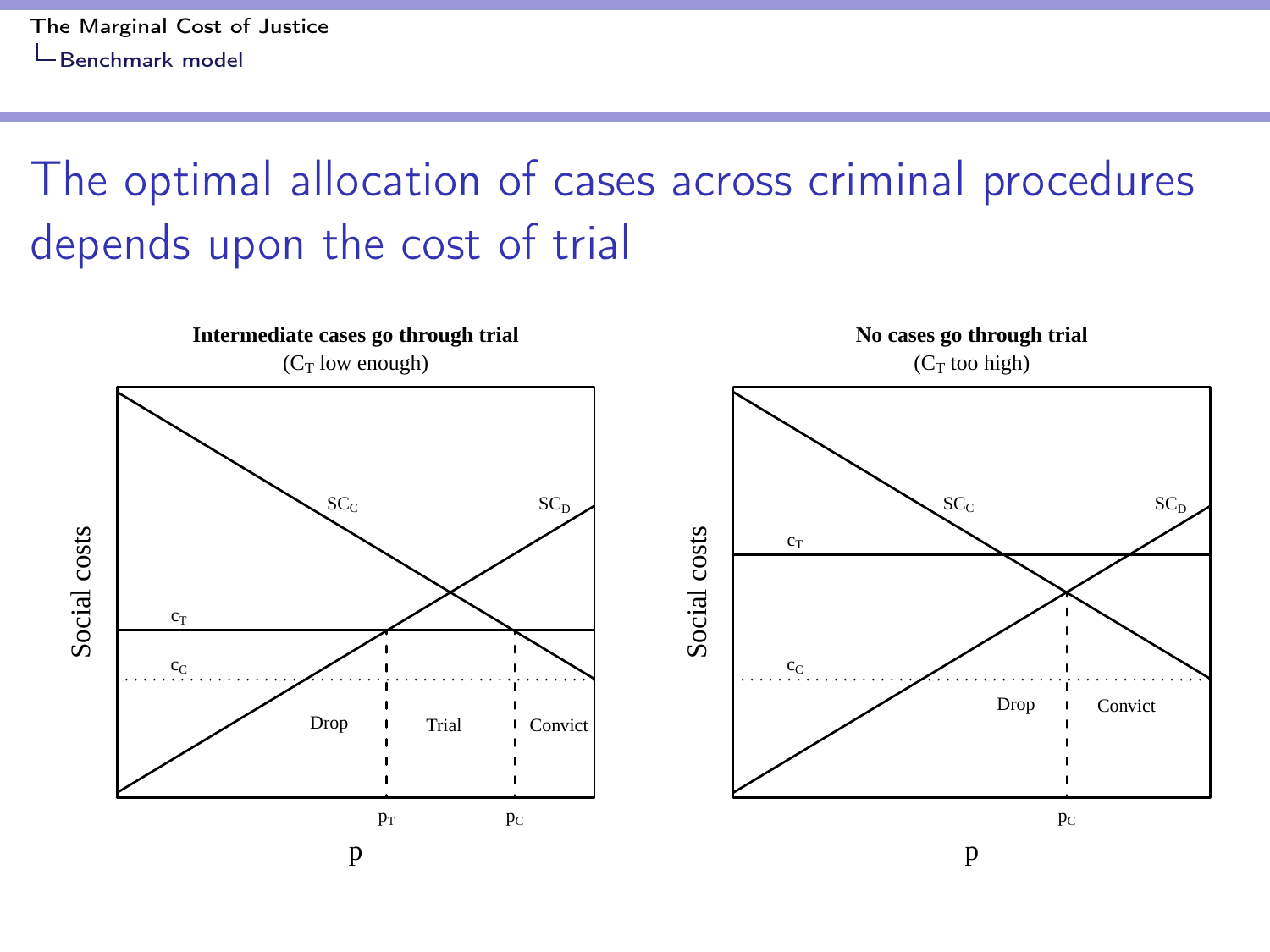# The optimal allocation of cases across criminal procedures depends upon the cost of trial

**Intermediate cases go through trial**
($C_T$ low enough)

Social costs

$SC_C$ $SC_D$ $c_T$ $c_C$

Drop | Trial | Convict

$p_T$ $p_C$

p

**No cases go through trial**
($C_T$ too high)

Social costs

$SC_C$ $SC_D$ $c_T$ $c_C$

Drop | Convict

$p_C$

p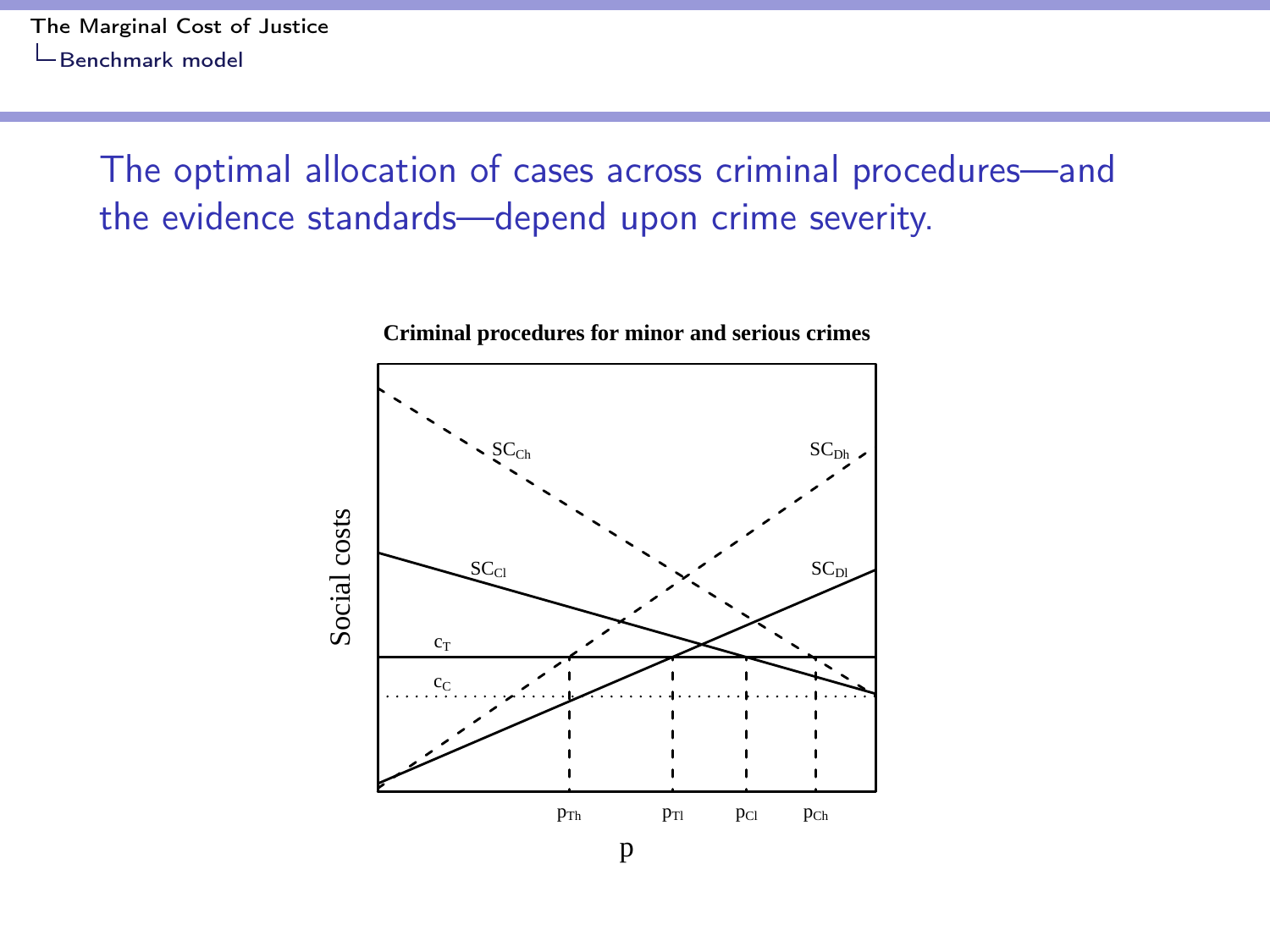The optimal allocation of cases across criminal procedures—and the evidence standards—depend upon crime severity.

**Criminal procedures for minor and serious crimes**

Social costs

$SC_{Ch}$ $SC_{Dh}$ $SC_{Cl}$ $SC_{Dl}$ $c_T$ $c_C$

$p_{Th}$ $p_{Tl}$ $p_{Cl}$ $p_{Ch}$

p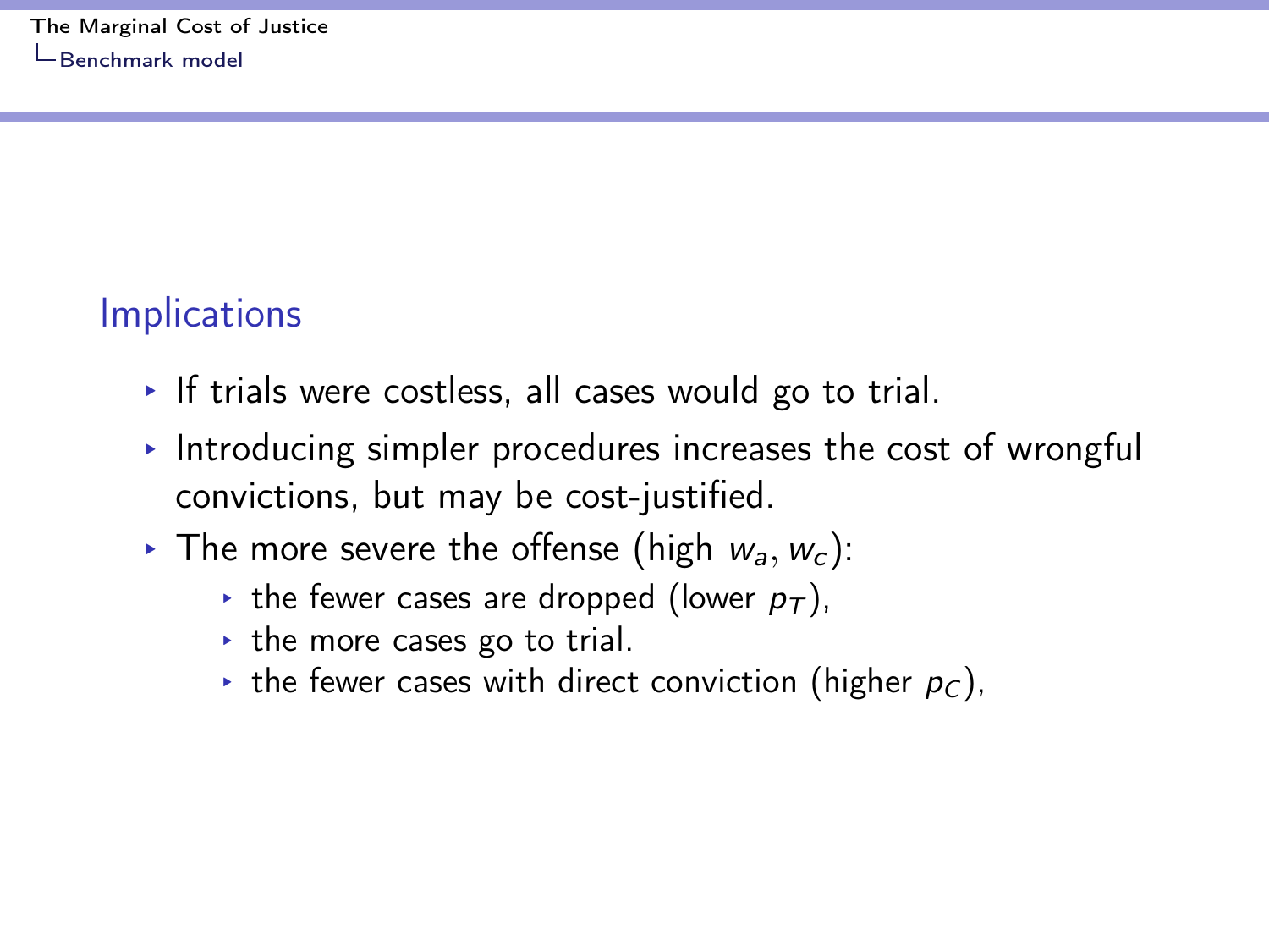## Implications

- If trials were costless, all cases would go to trial.
- Introducing simpler procedures increases the cost of wrongful convictions, but may be cost-justified.
- The more severe the offense (high $w_a, w_c$):
  - the fewer cases are dropped (lower $p_T$),
  - the more cases go to trial.
  - the fewer cases with direct conviction (higher $p_C$),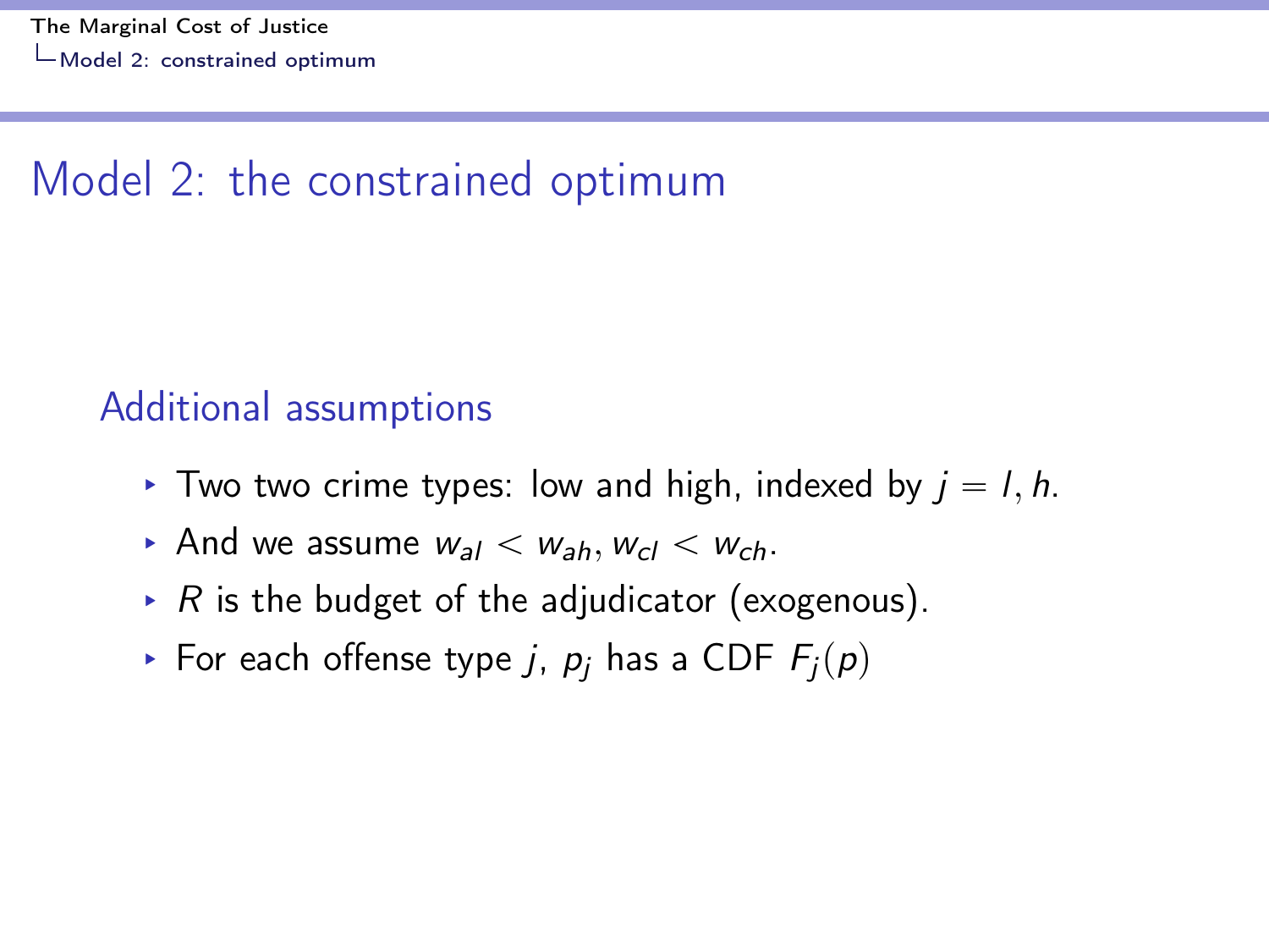# Model 2: the constrained optimum

## Additional assumptions

- Two two crime types: low and high, indexed by $j = l, h$.
- And we assume $w_{al} < w_{ah}, w_{cl} < w_{ch}$.
- $R$ is the budget of the adjudicator (exogenous).
- For each offense type $j$, $p_j$ has a CDF $F_j(p)$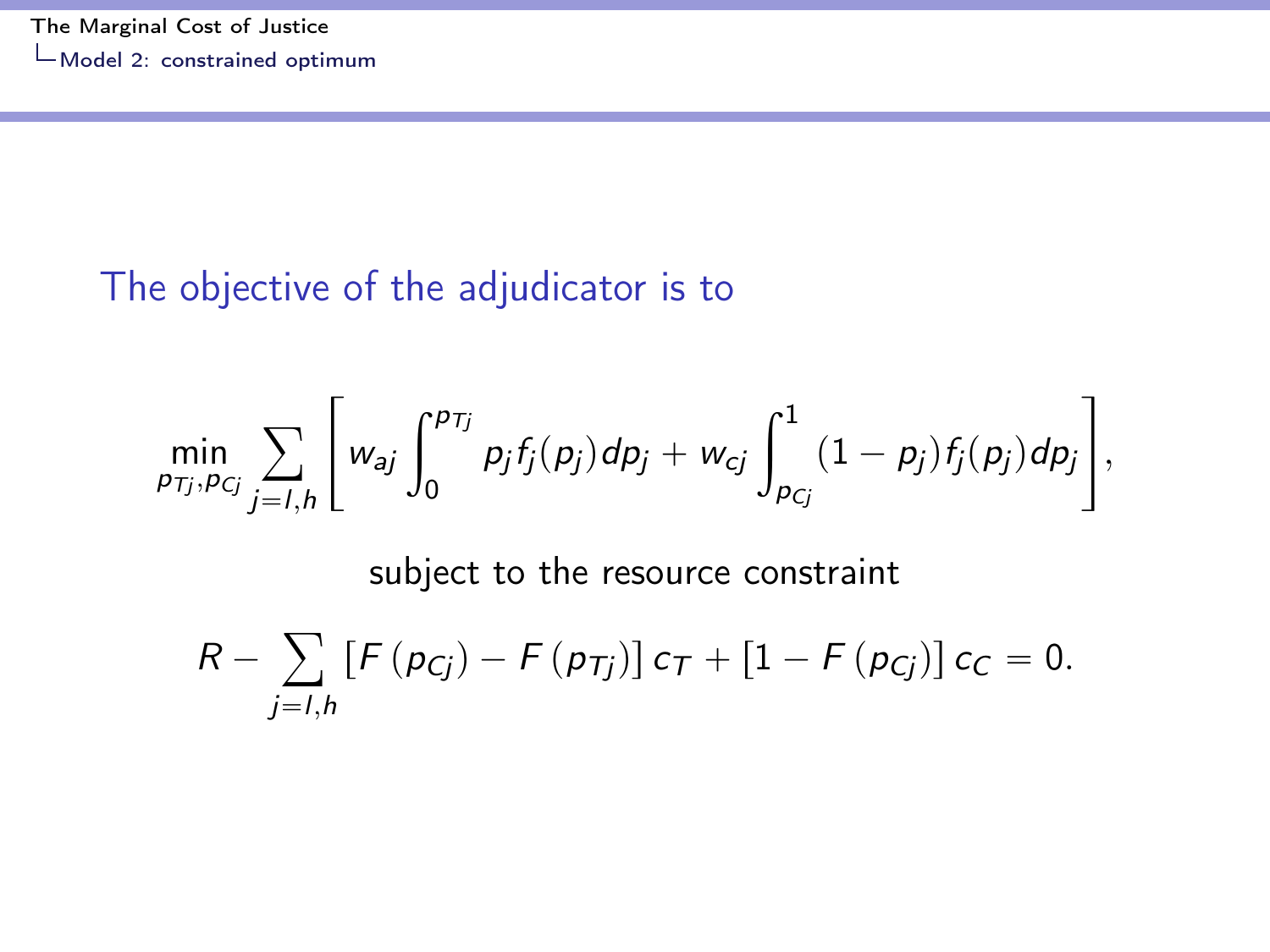The objective of the adjudicator is to

$$\min_{p_{Tj}, p_{Cj}} \sum_{j=l,h} \left[ w_{aj} \int_0^{p_{Tj}} p_j f_j(p_j) dp_j + w_{cj} \int_{p_{Cj}}^1 (1 - p_j) f_j(p_j) dp_j \right],$$

subject to the resource constraint

$$R - \sum_{j=l,h} \left[ F\left(p_{Cj}\right) - F\left(p_{Tj}\right) \right] c_T + \left[ 1 - F\left(p_{Cj}\right) \right] c_C = 0.$$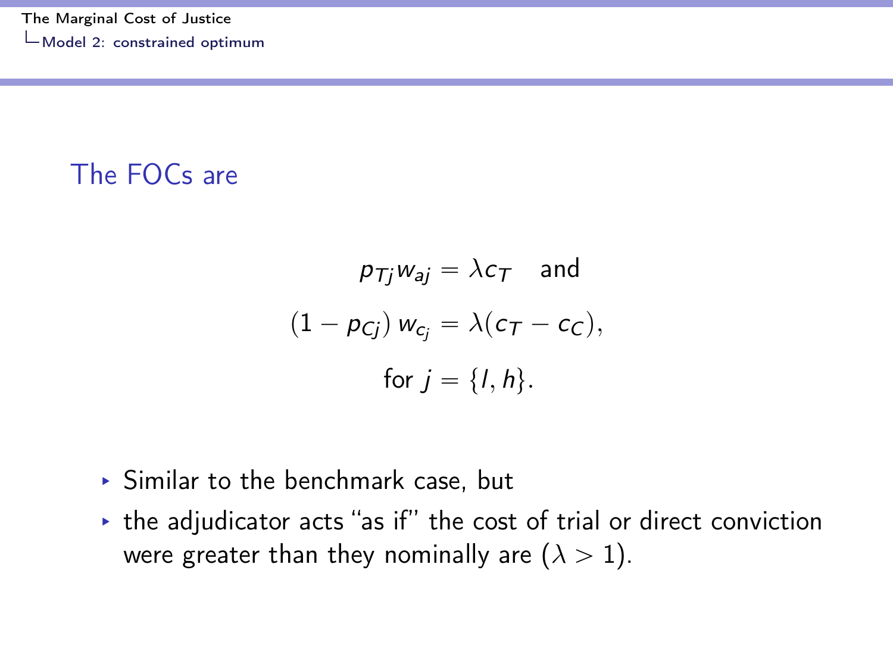## The FOCs are

$$p_{Tj} w_{aj} = \lambda c_T \quad \text{and}$$

$$(1 - p_{Cj})\, w_{c_j} = \lambda (c_T - c_C),$$

$$\text{for } j = \{l, h\}.$$

- Similar to the benchmark case, but
- the adjudicator acts "as if" the cost of trial or direct conviction were greater than they nominally are ($\lambda > 1$).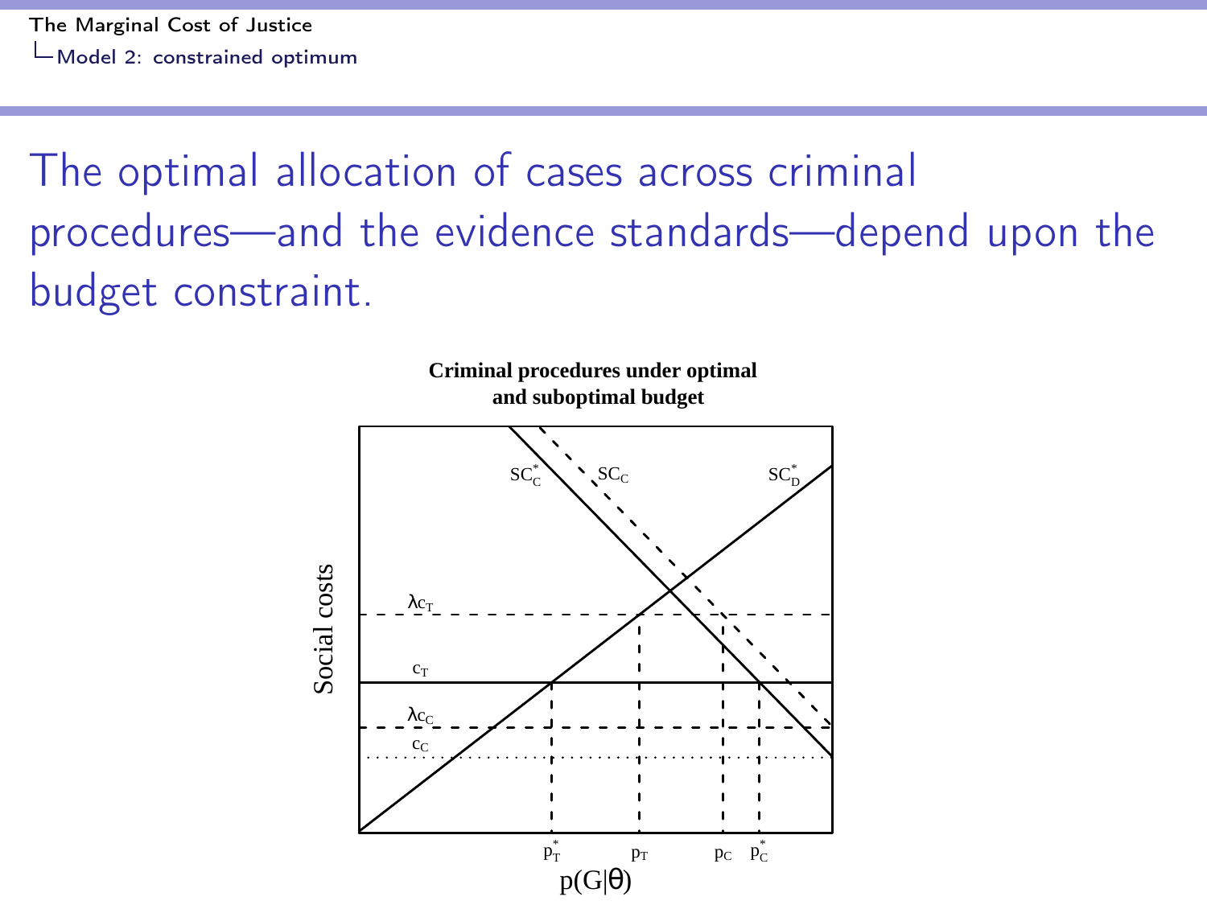# The optimal allocation of cases across criminal procedures—and the evidence standards—depend upon the budget constraint.

**Criminal procedures under optimal and suboptimal budget**

Social costs

$SC_C^*$ $SC_C$ $SC_D^*$

$\lambda c_T$

$c_T$

$\lambda c_C$

$c_C$

$p_T^*$ $p_T$ $p_C$ $p_C^*$

$p(G|\theta)$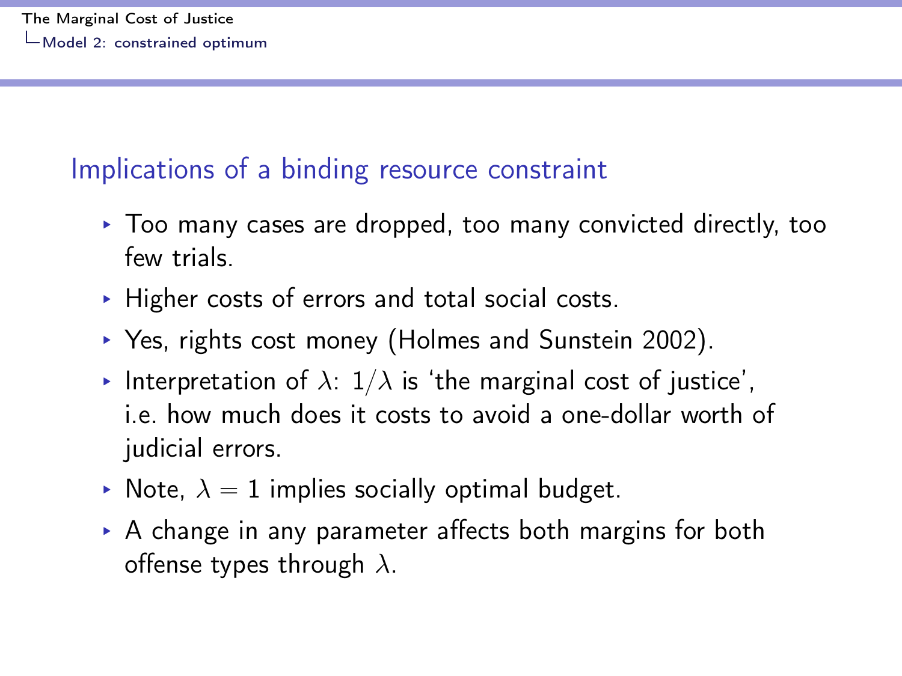## Implications of a binding resource constraint

- Too many cases are dropped, too many convicted directly, too few trials.
- Higher costs of errors and total social costs.
- Yes, rights cost money (Holmes and Sunstein 2002).
- Interpretation of $\lambda$: $1/\lambda$ is 'the marginal cost of justice', i.e. how much does it costs to avoid a one-dollar worth of judicial errors.
- Note, $\lambda = 1$ implies socially optimal budget.
- A change in any parameter affects both margins for both offense types through $\lambda$.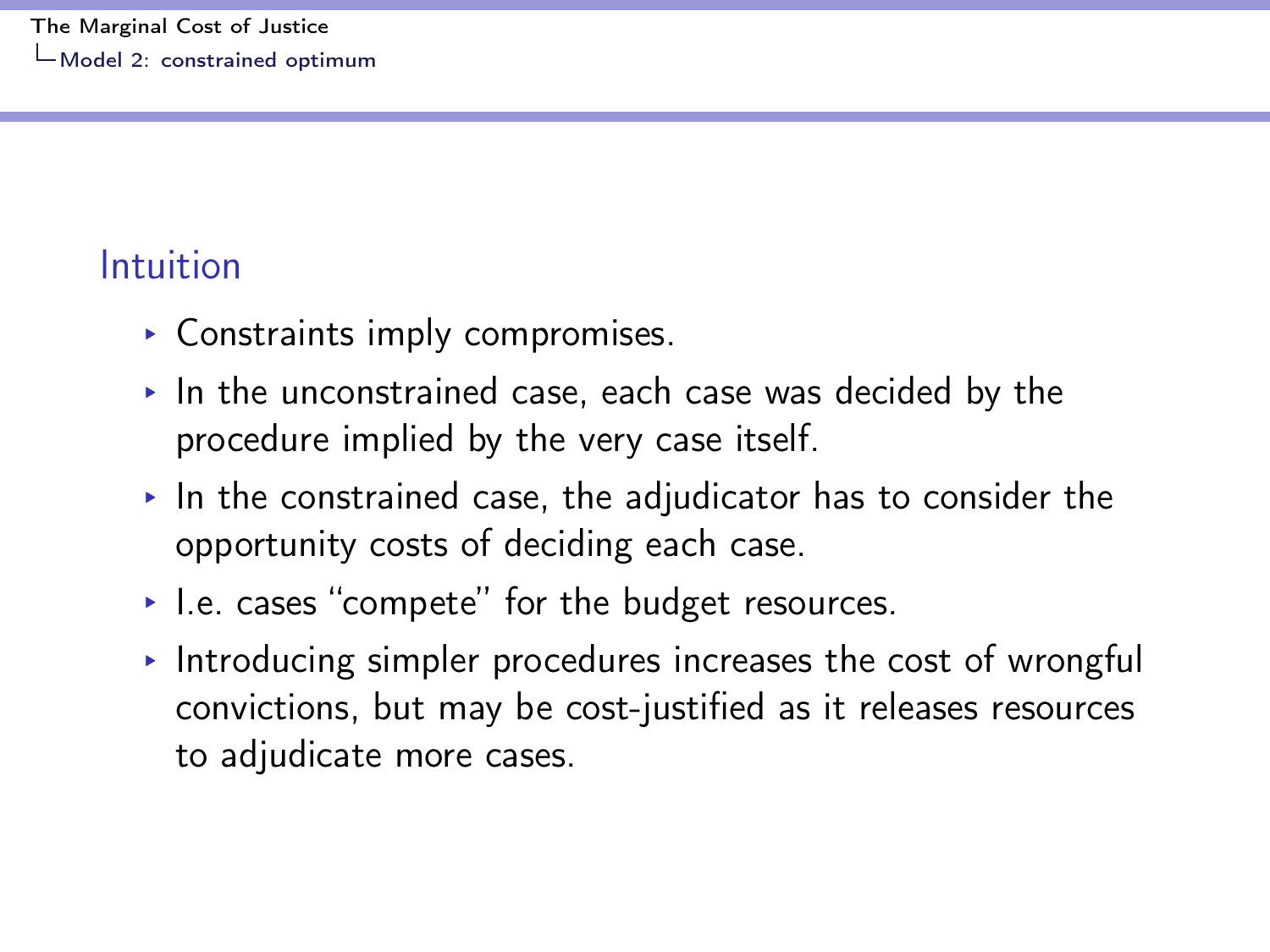## Intuition

- Constraints imply compromises.
- In the unconstrained case, each case was decided by the procedure implied by the very case itself.
- In the constrained case, the adjudicator has to consider the opportunity costs of deciding each case.
- I.e. cases "compete" for the budget resources.
- Introducing simpler procedures increases the cost of wrongful convictions, but may be cost-justified as it releases resources to adjudicate more cases.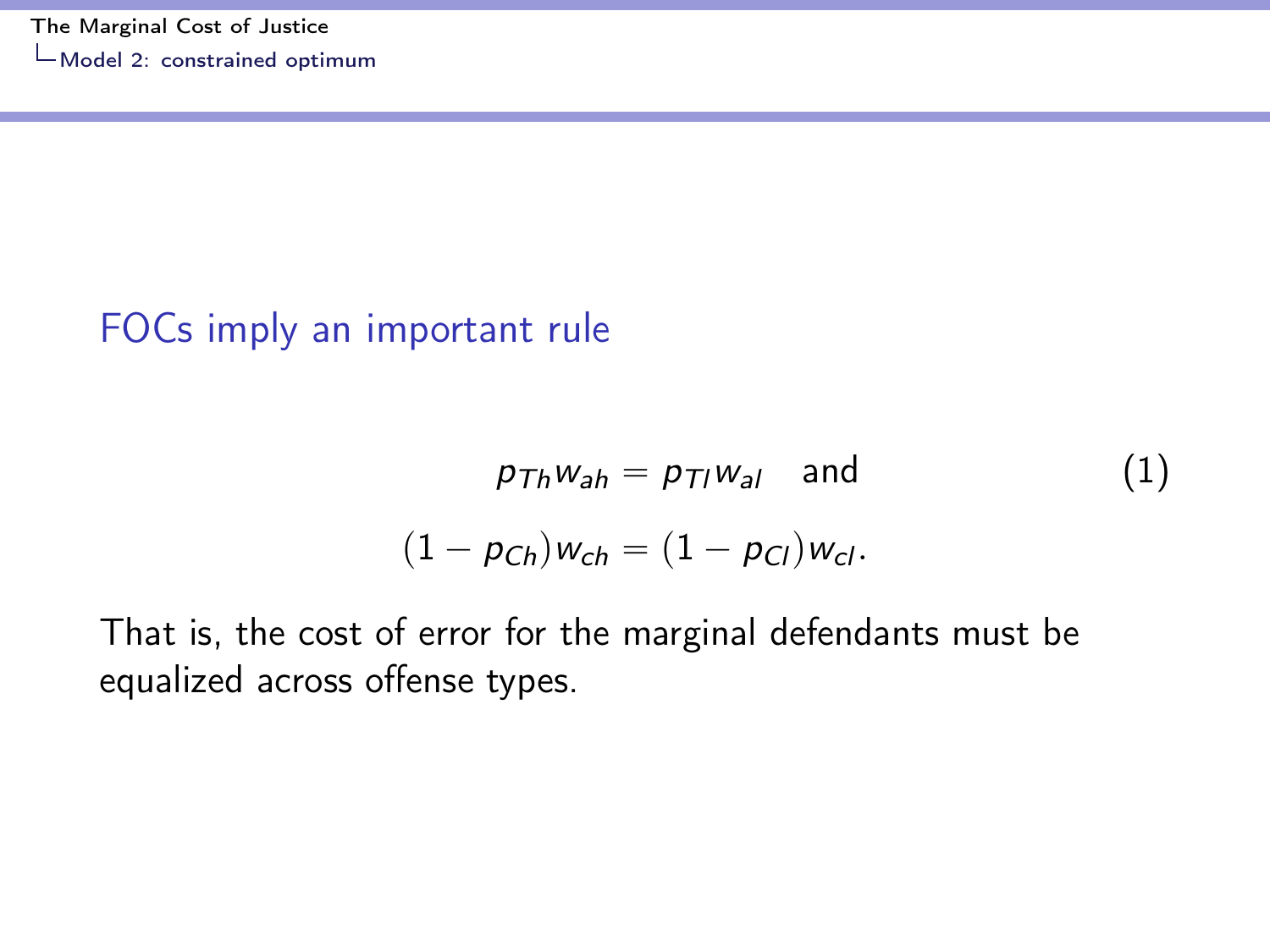## FOCs imply an important rule

$$p_{Th} w_{ah} = p_{Tl} w_{al} \quad \text{and} \tag{1}$$

$$(1 - p_{Ch}) w_{ch} = (1 - p_{Cl}) w_{cl}.$$

That is, the cost of error for the marginal defendants must be equalized across offense types.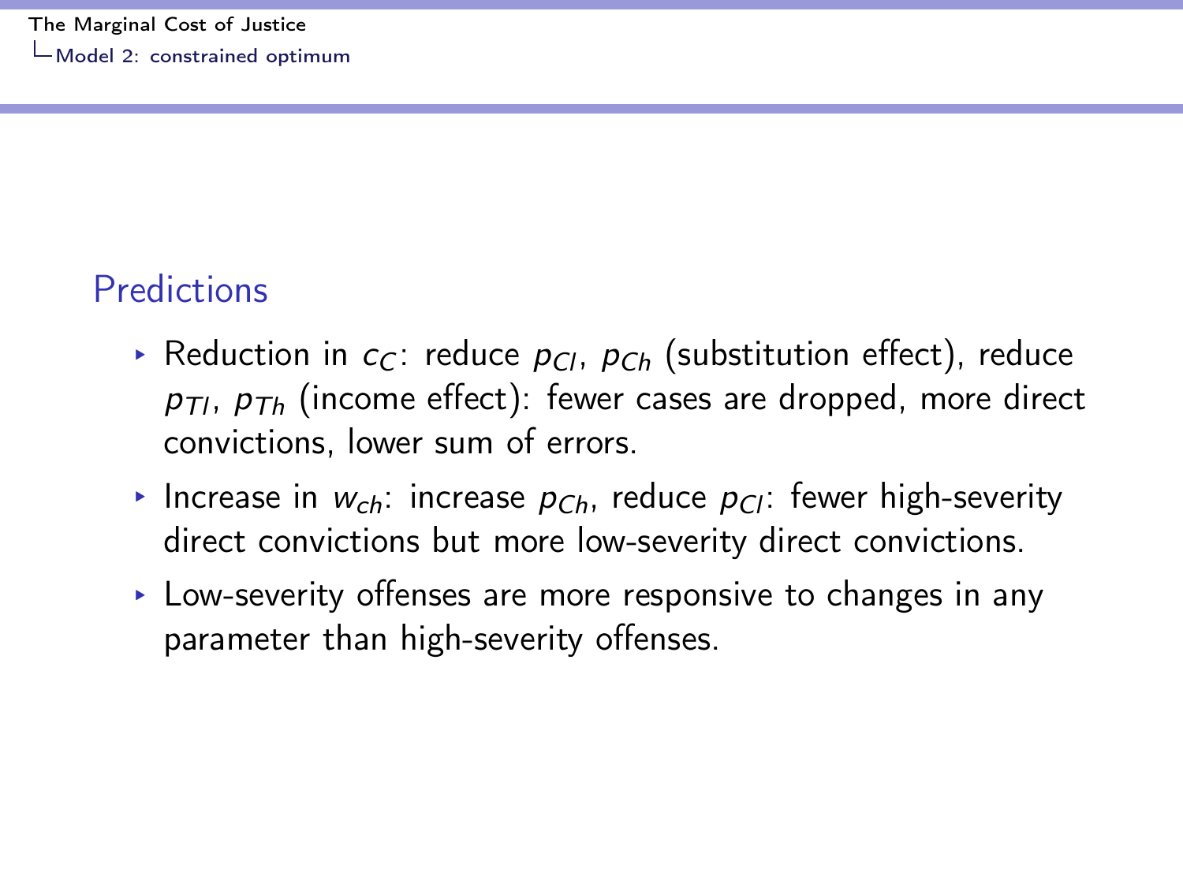## Predictions

- Reduction in $c_C$: reduce $p_{Cl}$, $p_{Ch}$ (substitution effect), reduce $p_{Tl}$, $p_{Th}$ (income effect): fewer cases are dropped, more direct convictions, lower sum of errors.
- Increase in $w_{ch}$: increase $p_{Ch}$, reduce $p_{Cl}$: fewer high-severity direct convictions but more low-severity direct convictions.
- Low-severity offenses are more responsive to changes in any parameter than high-severity offenses.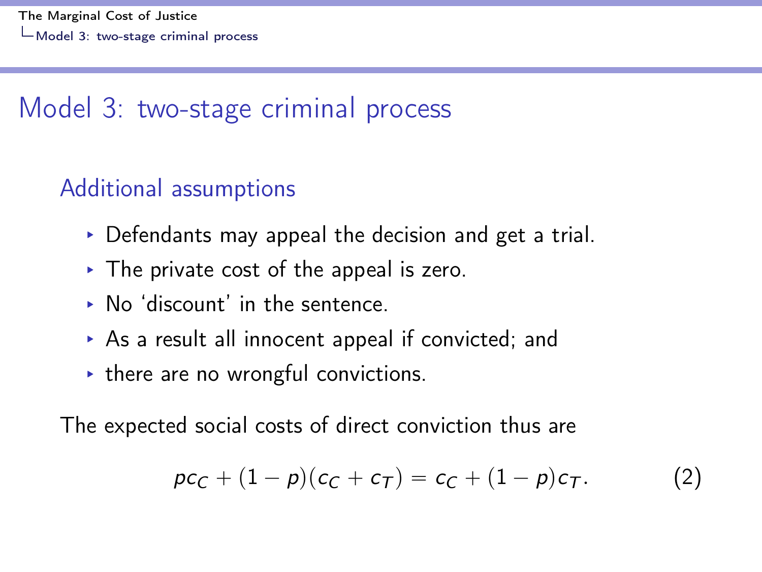# Model 3: two-stage criminal process

## Additional assumptions

- Defendants may appeal the decision and get a trial.
- The private cost of the appeal is zero.
- No ‘discount’ in the sentence.
- As a result all innocent appeal if convicted; and
- there are no wrongful convictions.

The expected social costs of direct conviction thus are

$$pc_C + (1-p)(c_C + c_T) = c_C + (1-p)c_T. \qquad (2)$$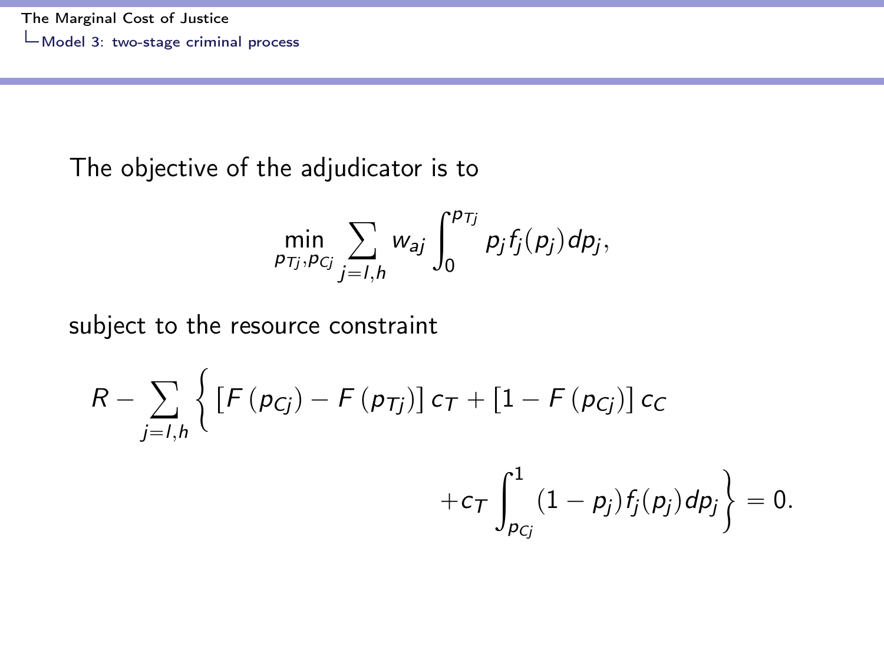The objective of the adjudicator is to

$$\min_{p_{Tj}, p_{Cj}} \sum_{j=l,h} w_{aj} \int_0^{p_{Tj}} p_j f_j(p_j) dp_j,$$

subject to the resource constraint

$$R - \sum_{j=l,h} \left\{ \left[F\left(p_{Cj}\right) - F\left(p_{Tj}\right)\right] c_T + \left[1 - F\left(p_{Cj}\right)\right] c_C + c_T \int_{p_{Cj}}^{1} (1 - p_j) f_j(p_j) dp_j \right\} = 0.$$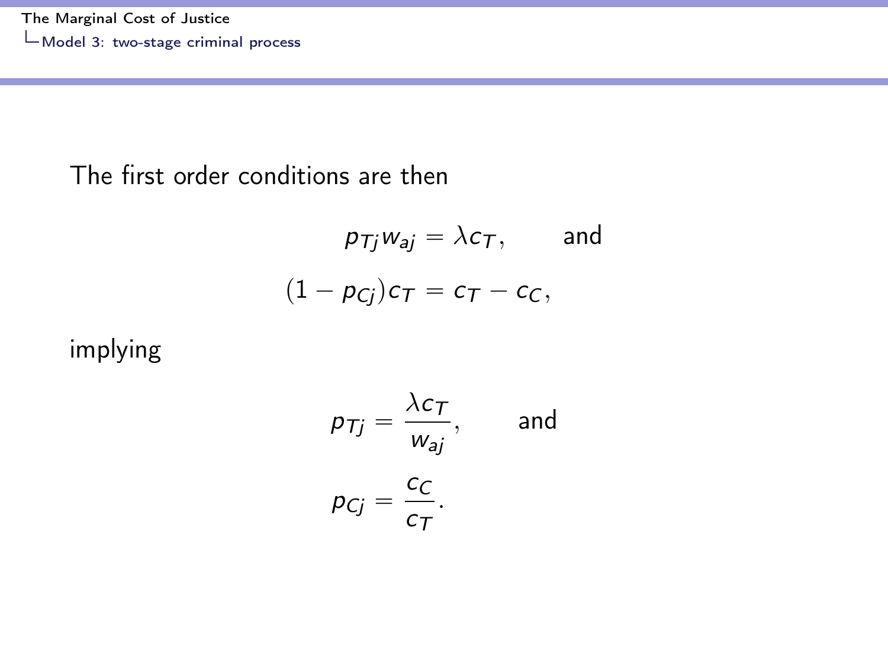The first order conditions are then

$$p_{Tj} w_{aj} = \lambda c_T, \qquad \text{and}$$

$$(1 - p_{Cj}) c_T = c_T - c_C,$$

implying

$$p_{Tj} = \frac{\lambda c_T}{w_{aj}}, \qquad \text{and}$$

$$p_{Cj} = \frac{c_C}{c_T}.$$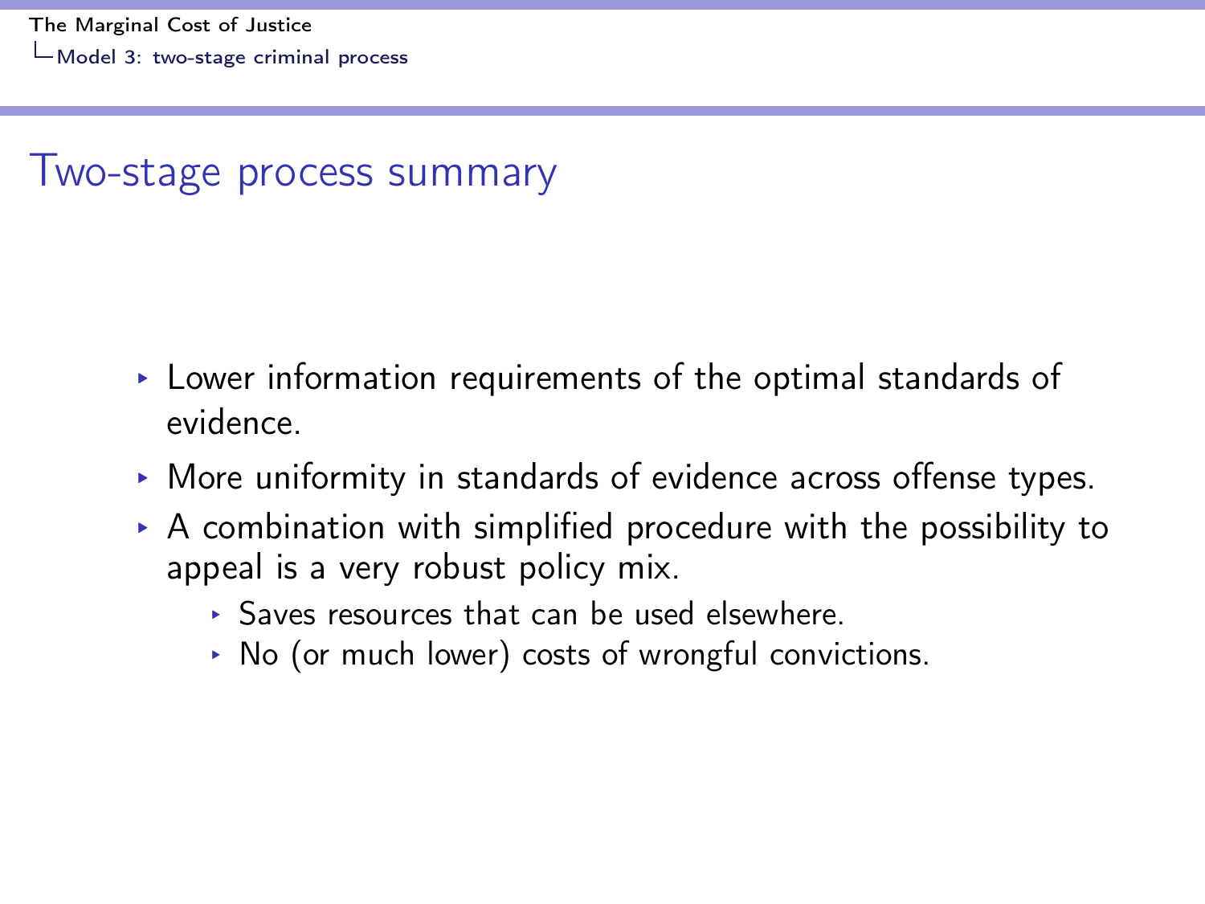## Two-stage process summary

- Lower information requirements of the optimal standards of evidence.
- More uniformity in standards of evidence across offense types.
- A combination with simplified procedure with the possibility to appeal is a very robust policy mix.
  - Saves resources that can be used elsewhere.
  - No (or much lower) costs of wrongful convictions.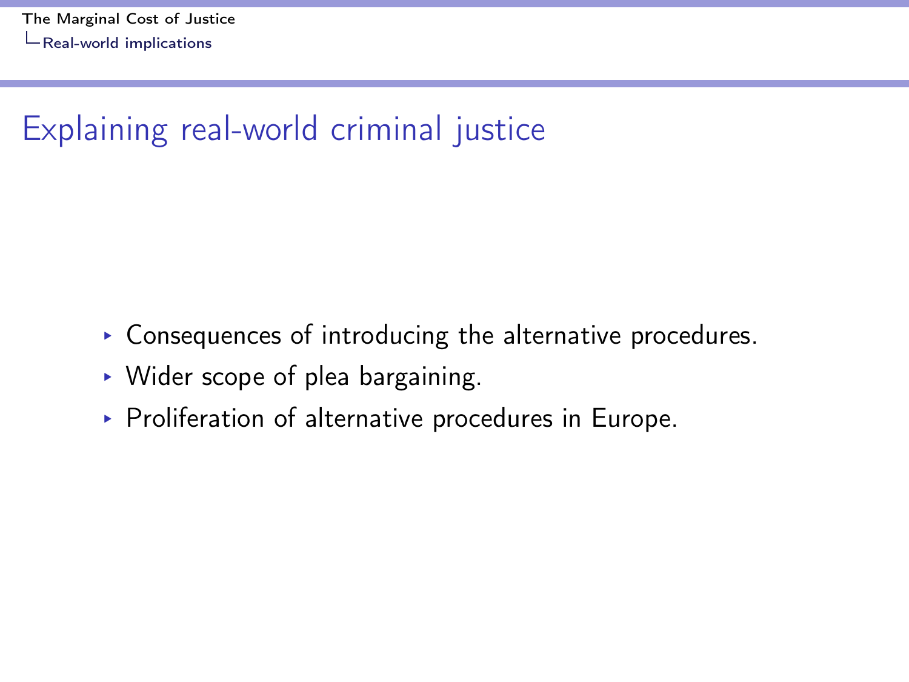# Explaining real-world criminal justice

- Consequences of introducing the alternative procedures.
- Wider scope of plea bargaining.
- Proliferation of alternative procedures in Europe.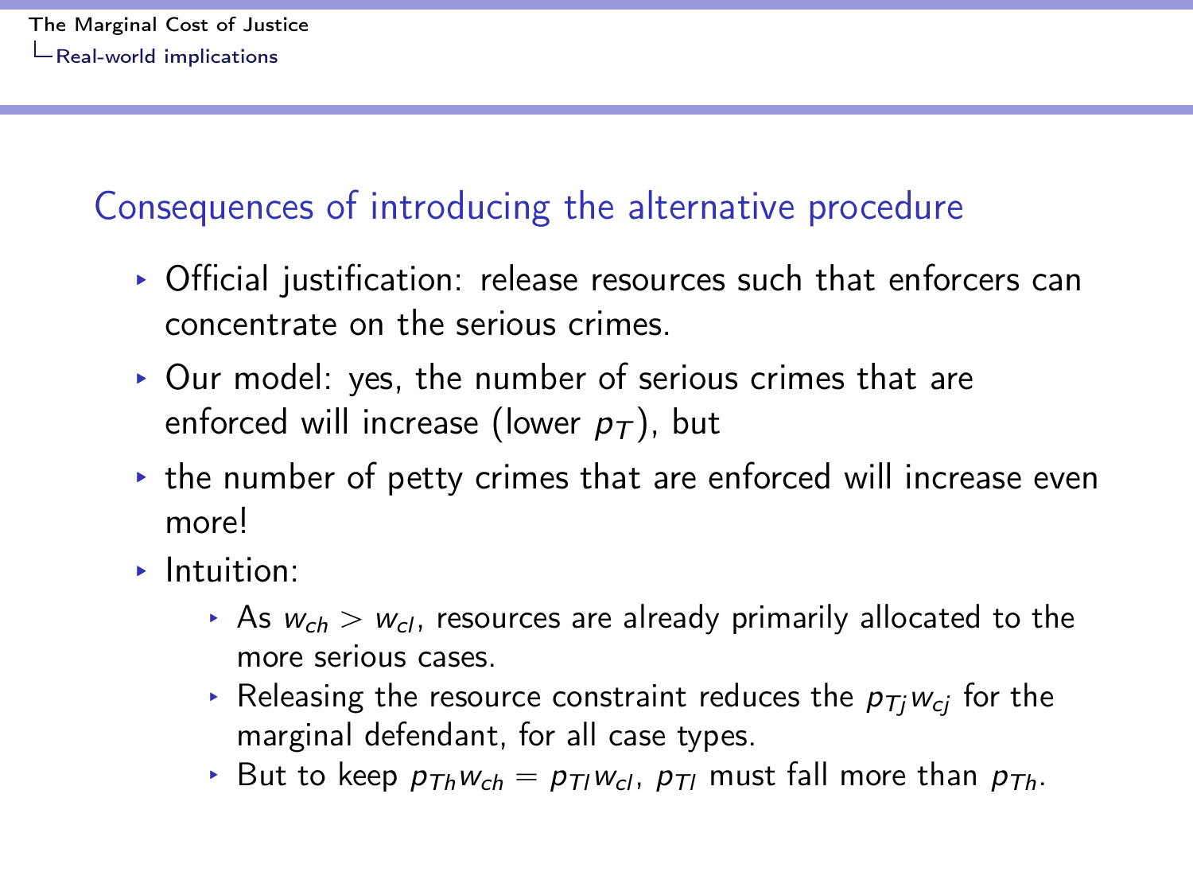## Consequences of introducing the alternative procedure

- Official justification: release resources such that enforcers can concentrate on the serious crimes.
- Our model: yes, the number of serious crimes that are enforced will increase (lower $p_T$), but
- the number of petty crimes that are enforced will increase even more!
- Intuition:
  - As $w_{ch} > w_{cl}$, resources are already primarily allocated to the more serious cases.
  - Releasing the resource constraint reduces the $p_{Tj} w_{cj}$ for the marginal defendant, for all case types.
  - But to keep $p_{Th} w_{ch} = p_{Tl} w_{cl}$, $p_{Tl}$ must fall more than $p_{Th}$.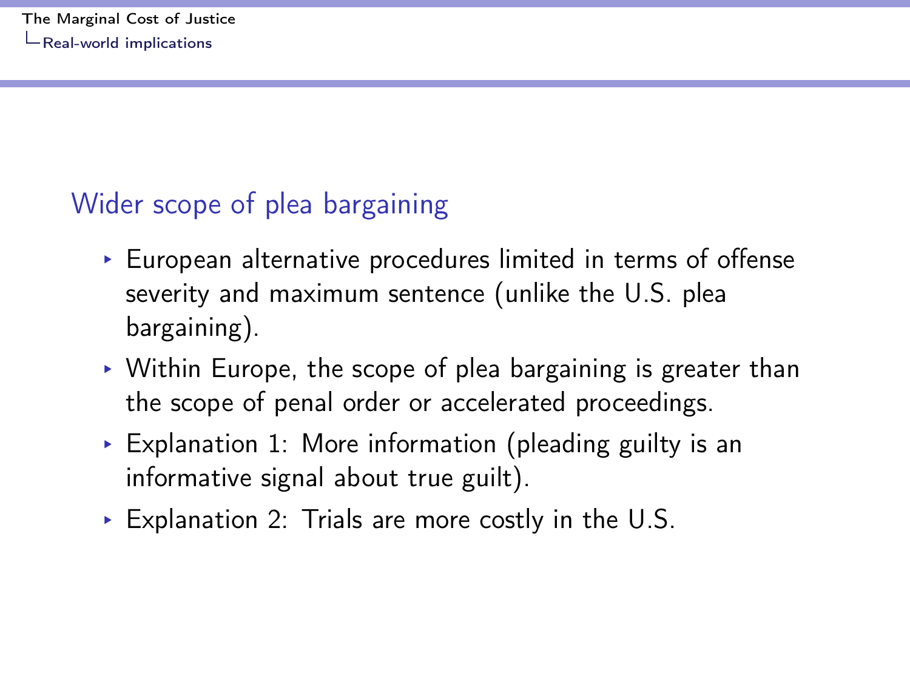## Wider scope of plea bargaining

- European alternative procedures limited in terms of offense severity and maximum sentence (unlike the U.S. plea bargaining).
- Within Europe, the scope of plea bargaining is greater than the scope of penal order or accelerated proceedings.
- Explanation 1: More information (pleading guilty is an informative signal about true guilt).
- Explanation 2: Trials are more costly in the U.S.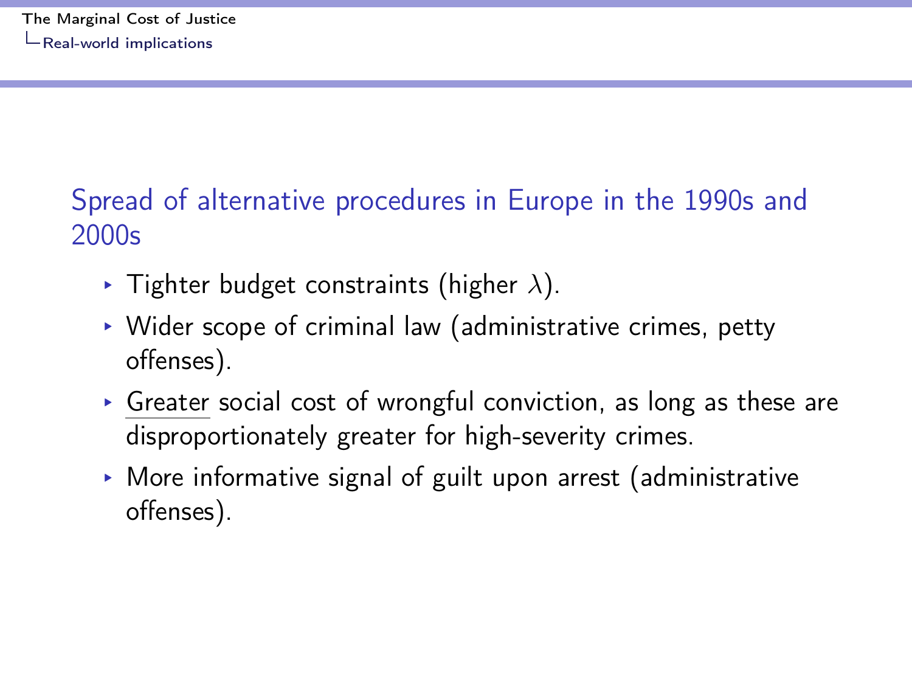## Spread of alternative procedures in Europe in the 1990s and 2000s

- Tighter budget constraints (higher $\lambda$).
- Wider scope of criminal law (administrative crimes, petty offenses).
- <u>Greater</u> social cost of wrongful conviction, as long as these are disproportionately greater for high-severity crimes.
- More informative signal of guilt upon arrest (administrative offenses).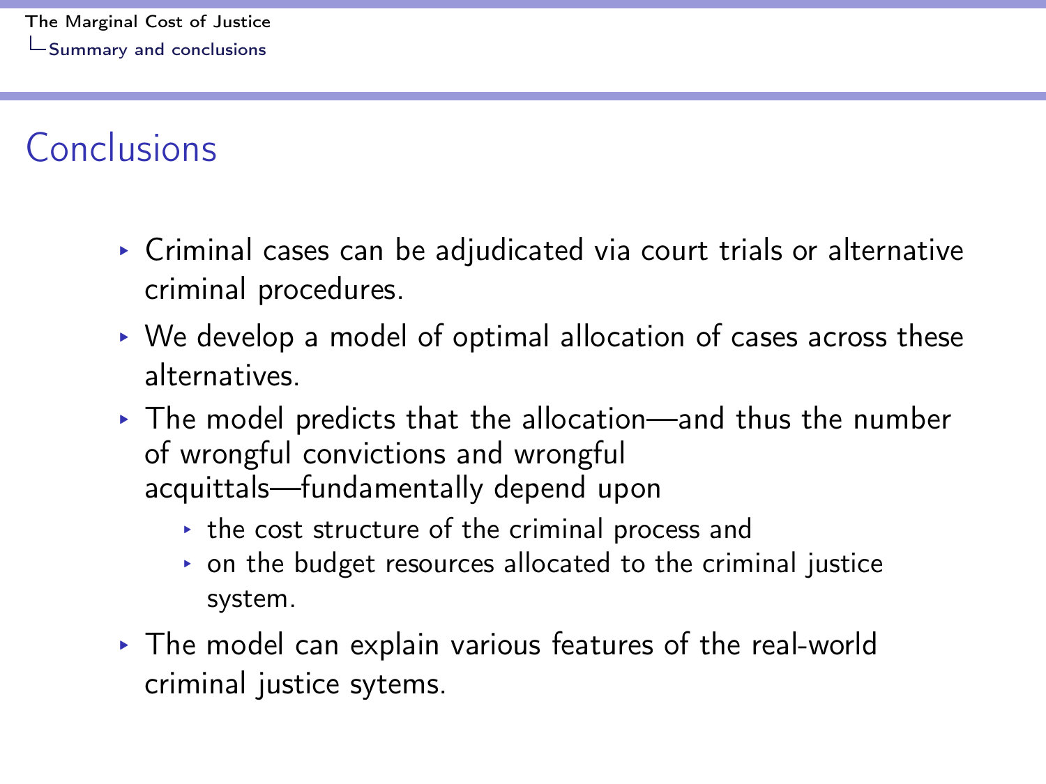# Conclusions

- Criminal cases can be adjudicated via court trials or alternative criminal procedures.
- We develop a model of optimal allocation of cases across these alternatives.
- The model predicts that the allocation—and thus the number of wrongful convictions and wrongful acquittals—fundamentally depend upon
  - the cost structure of the criminal process and
  - on the budget resources allocated to the criminal justice system.
- The model can explain various features of the real-world criminal justice sytems.